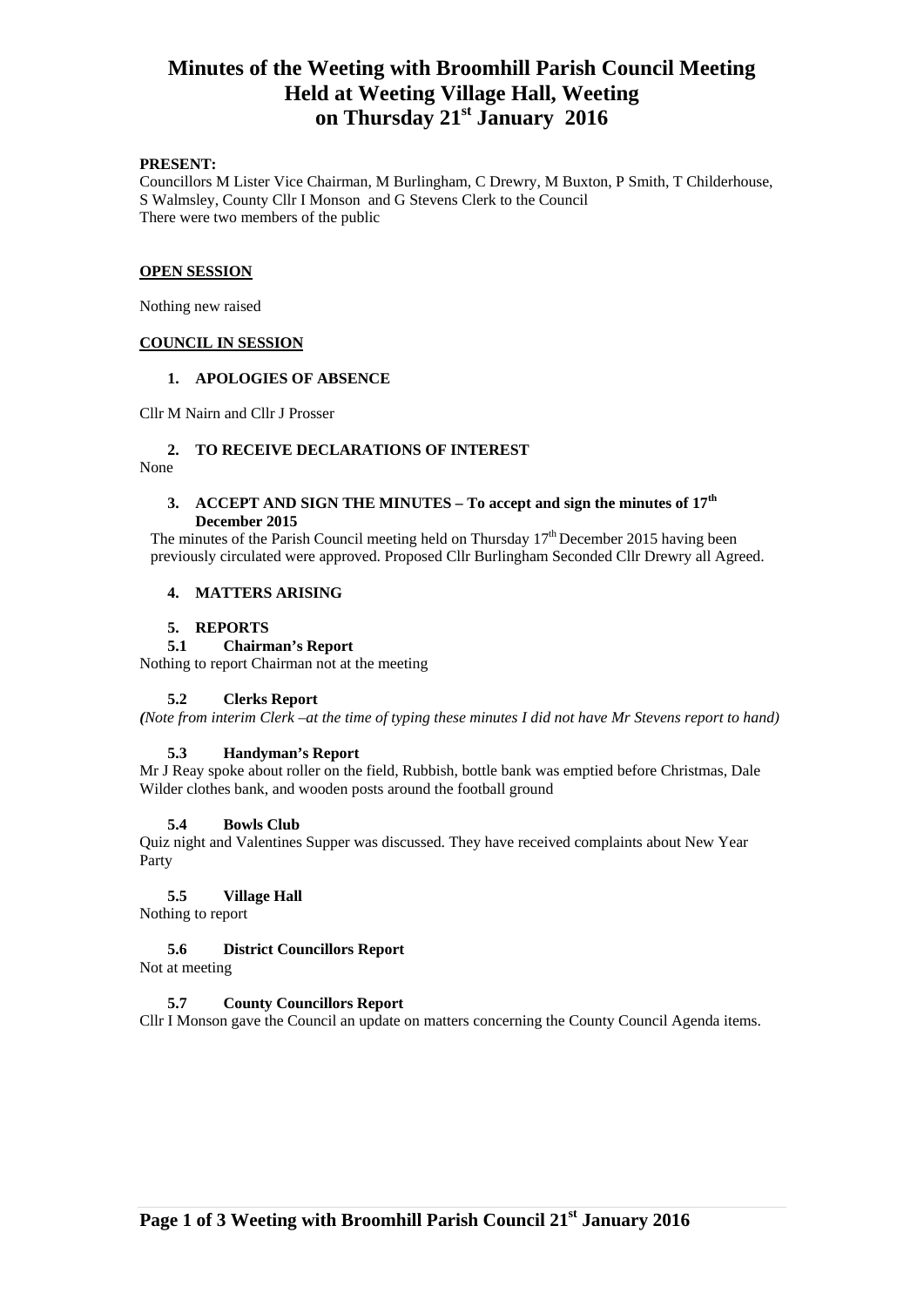# Minutes of the Weeting with Broomhill Parish Council Meeting
# Held at Weeting Village Hall, Weeting
# on Thursday 21st January 2016

**PRESENT:**
Councillors M Lister Vice Chairman, M Burlingham, C Drewry, M Buxton, P Smith, T Childerhouse, S Walmsley, County Cllr I Monson and G Stevens Clerk to the Council
There were two members of the public

**OPEN SESSION**

Nothing new raised

**COUNCIL IN SESSION**

1. **APOLOGIES OF ABSENCE**

Cllr M Nairn and Cllr J Prosser

2. **TO RECEIVE DECLARATIONS OF INTEREST**

None

3. **ACCEPT AND SIGN THE MINUTES – To accept and sign the minutes of 17th December 2015**

The minutes of the Parish Council meeting held on Thursday 17th December 2015 having been previously circulated were approved. Proposed Cllr Burlingham Seconded Cllr Drewry all Agreed.

4. **MATTERS ARISING**

5. **REPORTS**

**5.1 Chairman's Report**

Nothing to report Chairman not at the meeting

**5.2 Clerks Report**

*(Note from interim Clerk –at the time of typing these minutes I did not have Mr Stevens report to hand)*

**5.3 Handyman's Report**

Mr J Reay spoke about roller on the field, Rubbish, bottle bank was emptied before Christmas, Dale Wilder clothes bank, and wooden posts around the football ground

**5.4 Bowls Club**

Quiz night and Valentines Supper was discussed. They have received complaints about New Year Party

**5.5 Village Hall**

Nothing to report

**5.6 District Councillors Report**

Not at meeting

**5.7 County Councillors Report**

Cllr I Monson gave the Council an update on matters concerning the County Council Agenda items.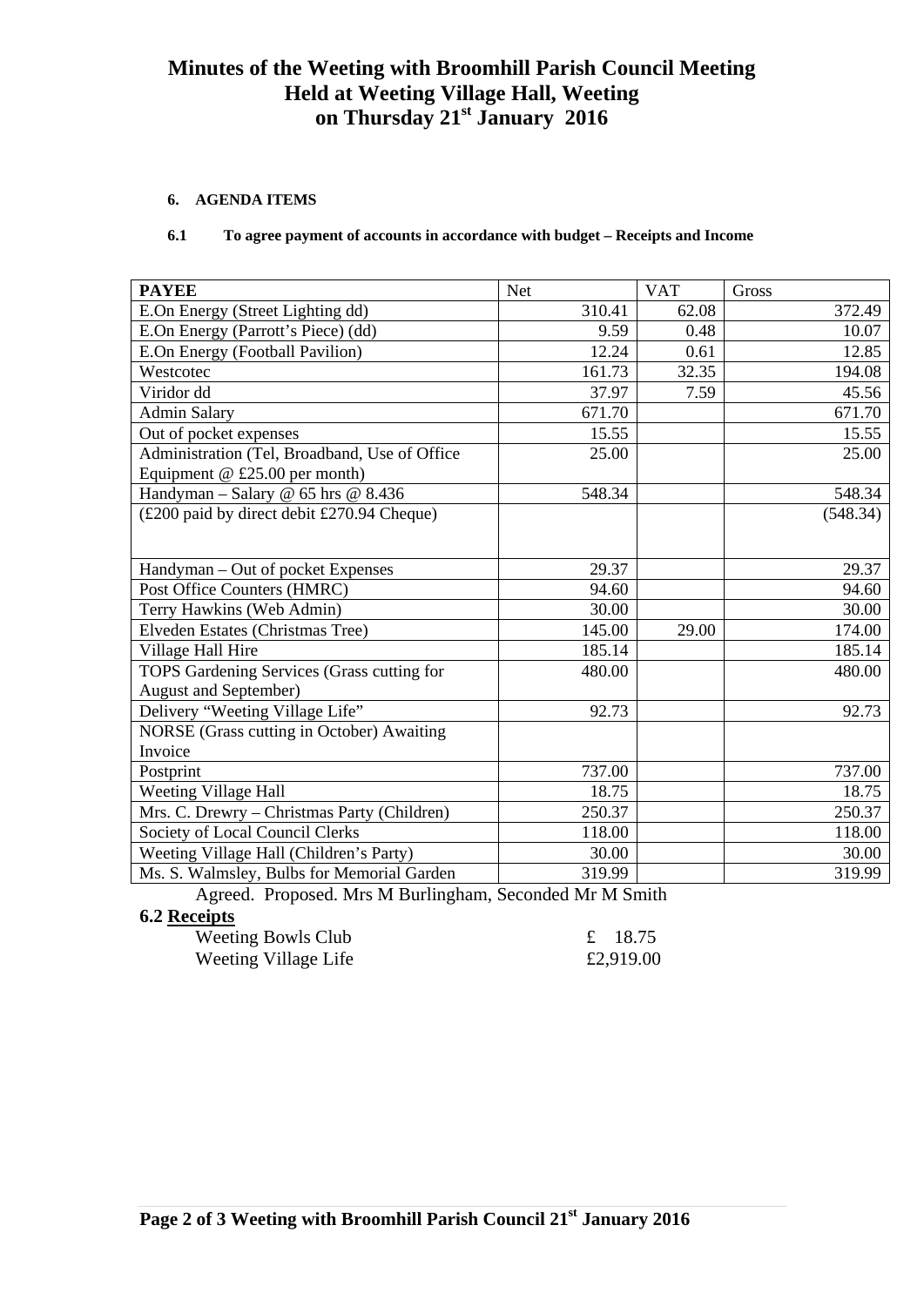# Minutes of the Weeting with Broomhill Parish Council Meeting Held at Weeting Village Hall, Weeting on Thursday 21st January 2016

**6. AGENDA ITEMS**

**6.1 To agree payment of accounts in accordance with budget – Receipts and Income**

| PAYEE | Net | VAT | Gross |
|---|---|---|---|
| E.On Energy (Street Lighting dd) | 310.41 | 62.08 | 372.49 |
| E.On Energy (Parrott's Piece) (dd) | 9.59 | 0.48 | 10.07 |
| E.On Energy (Football Pavilion) | 12.24 | 0.61 | 12.85 |
| Westcotec | 161.73 | 32.35 | 194.08 |
| Viridor dd | 37.97 | 7.59 | 45.56 |
| Admin Salary | 671.70 | | 671.70 |
| Out of pocket expenses | 15.55 | | 15.55 |
| Administration (Tel, Broadband, Use of Office Equipment @ £25.00 per month) | 25.00 | | 25.00 |
| Handyman – Salary @ 65 hrs @ 8.436 | 548.34 | | 548.34 |
| (£200 paid by direct debit £270.94 Cheque) | | | (548.34) |
| Handyman – Out of pocket Expenses | 29.37 | | 29.37 |
| Post Office Counters (HMRC) | 94.60 | | 94.60 |
| Terry Hawkins (Web Admin) | 30.00 | | 30.00 |
| Elveden Estates (Christmas Tree) | 145.00 | 29.00 | 174.00 |
| Village Hall Hire | 185.14 | | 185.14 |
| TOPS Gardening Services (Grass cutting for August and September) | 480.00 | | 480.00 |
| Delivery "Weeting Village Life" | 92.73 | | 92.73 |
| NORSE (Grass cutting in October) Awaiting Invoice | | | |
| Postprint | 737.00 | | 737.00 |
| Weeting Village Hall | 18.75 | | 18.75 |
| Mrs. C. Drewry – Christmas Party (Children) | 250.37 | | 250.37 |
| Society of Local Council Clerks | 118.00 | | 118.00 |
| Weeting Village Hall (Children's Party) | 30.00 | | 30.00 |
| Ms. S. Walmsley, Bulbs for Memorial Garden | 319.99 | | 319.99 |

Agreed. Proposed. Mrs M Burlingham, Seconded Mr M Smith

**6.2 Receipts**

| | |
|---|---|
| Weeting Bowls Club | £ 18.75 |
| Weeting Village Life | £2,919.00 |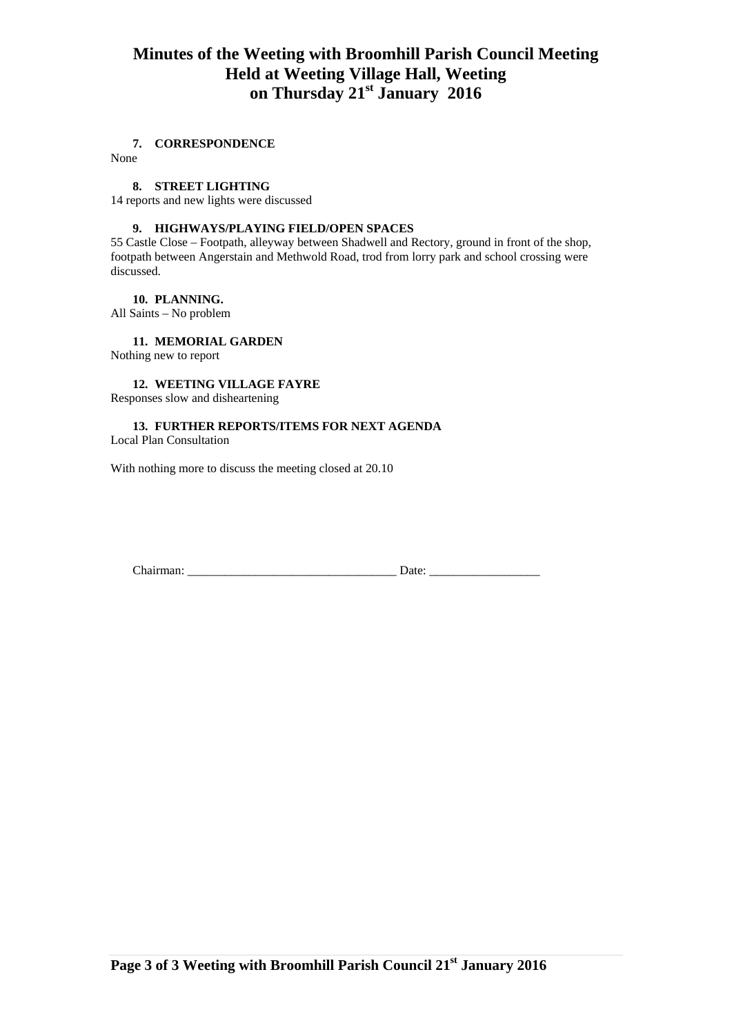# Minutes of the Weeting with Broomhill Parish Council Meeting
# Held at Weeting Village Hall, Weeting
# on Thursday 21st January 2016

**7. CORRESPONDENCE**

None

**8. STREET LIGHTING**

14 reports and new lights were discussed

**9. HIGHWAYS/PLAYING FIELD/OPEN SPACES**

55 Castle Close – Footpath, alleyway between Shadwell and Rectory, ground in front of the shop, footpath between Angerstain and Methwold Road, trod from lorry park and school crossing were discussed.

**10. PLANNING.**

All Saints – No problem

**11. MEMORIAL GARDEN**

Nothing new to report

**12. WEETING VILLAGE FAYRE**

Responses slow and disheartening

**13. FURTHER REPORTS/ITEMS FOR NEXT AGENDA**

Local Plan Consultation

With nothing more to discuss the meeting closed at 20.10

Chairman: ________________________________ Date: _________________